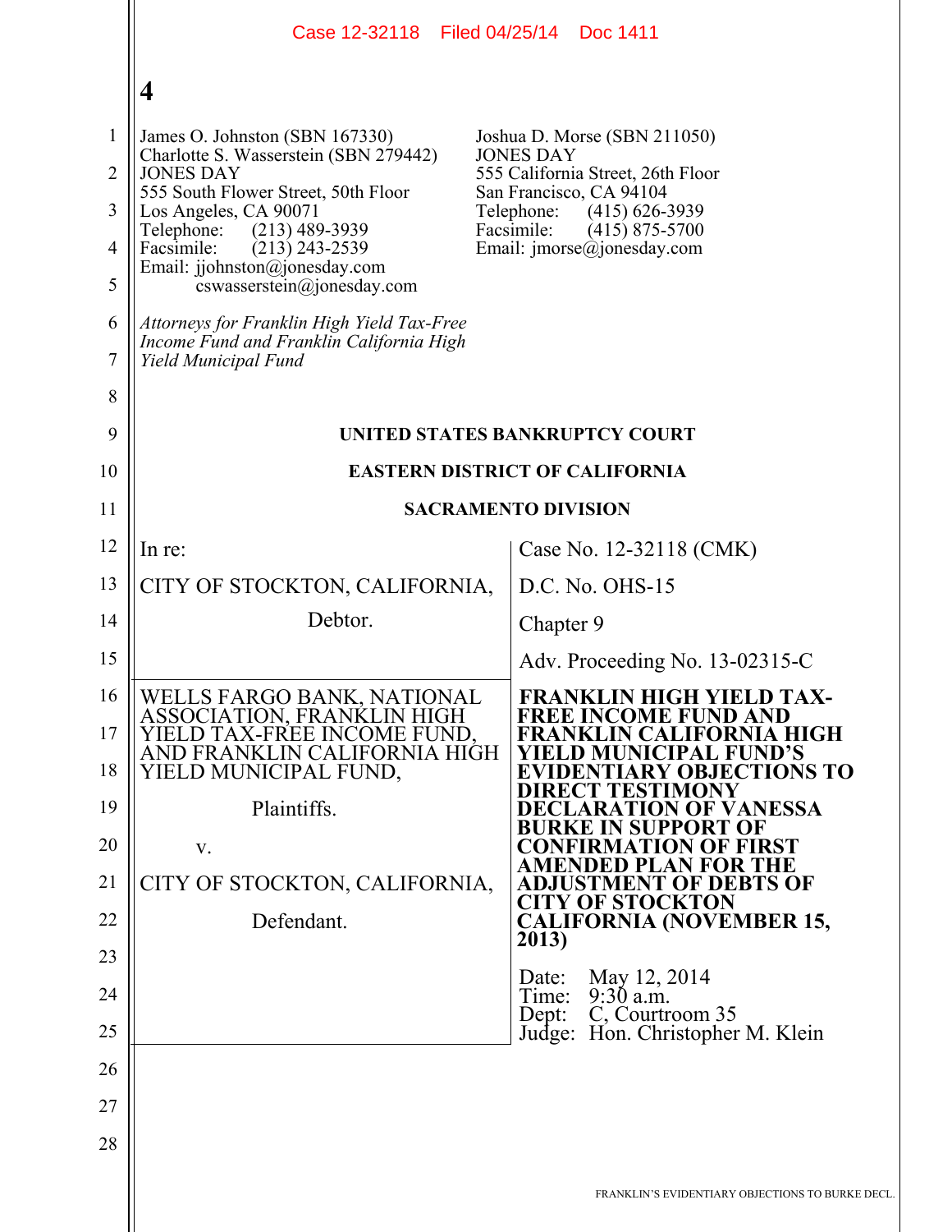Case 12-32118 Filed 04/25/14 Doc 1411

**4**

James O. Johnston (SBN 167330)
Charlotte S. Wasserstein (SBN 279442)
JONES DAY
555 South Flower Street, 50th Floor
Los Angeles, CA 90071
Telephone: (213) 489-3939
Facsimile: (213) 243-2539
Email: jjohnston@jonesday.com
cswasserstein@jonesday.com

Joshua D. Morse (SBN 211050)
JONES DAY
555 California Street, 26th Floor
San Francisco, CA 94104
Telephone: (415) 626-3939
Facsimile: (415) 875-5700
Email: jmorse@jonesday.com

*Attorneys for Franklin High Yield Tax-Free Income Fund and Franklin California High Yield Municipal Fund*

**UNITED STATES BANKRUPTCY COURT**

**EASTERN DISTRICT OF CALIFORNIA**

**SACRAMENTO DIVISION**

| | |
|---|---|
| In re:<br><br>CITY OF STOCKTON, CALIFORNIA,<br><br>Debtor. | Case No. 12-32118 (CMK)<br><br>D.C. No. OHS-15<br><br>Chapter 9<br><br>Adv. Proceeding No. 13-02315-C |
| WELLS FARGO BANK, NATIONAL ASSOCIATION, FRANKLIN HIGH YIELD TAX-FREE INCOME FUND, AND FRANKLIN CALIFORNIA HIGH YIELD MUNICIPAL FUND,<br><br>Plaintiffs.<br><br>v.<br><br>CITY OF STOCKTON, CALIFORNIA,<br><br>Defendant. | **FRANKLIN HIGH YIELD TAX-FREE INCOME FUND AND FRANKLIN CALIFORNIA HIGH YIELD MUNICIPAL FUND'S EVIDENTIARY OBJECTIONS TO DIRECT TESTIMONY DECLARATION OF VANESSA BURKE IN SUPPORT OF CONFIRMATION OF FIRST AMENDED PLAN FOR THE ADJUSTMENT OF DEBTS OF CITY OF STOCKTON CALIFORNIA (NOVEMBER 15, 2013)**<br><br>Date: May 12, 2014<br>Time: 9:30 a.m.<br>Dept: C, Courtroom 35<br>Judge: Hon. Christopher M. Klein |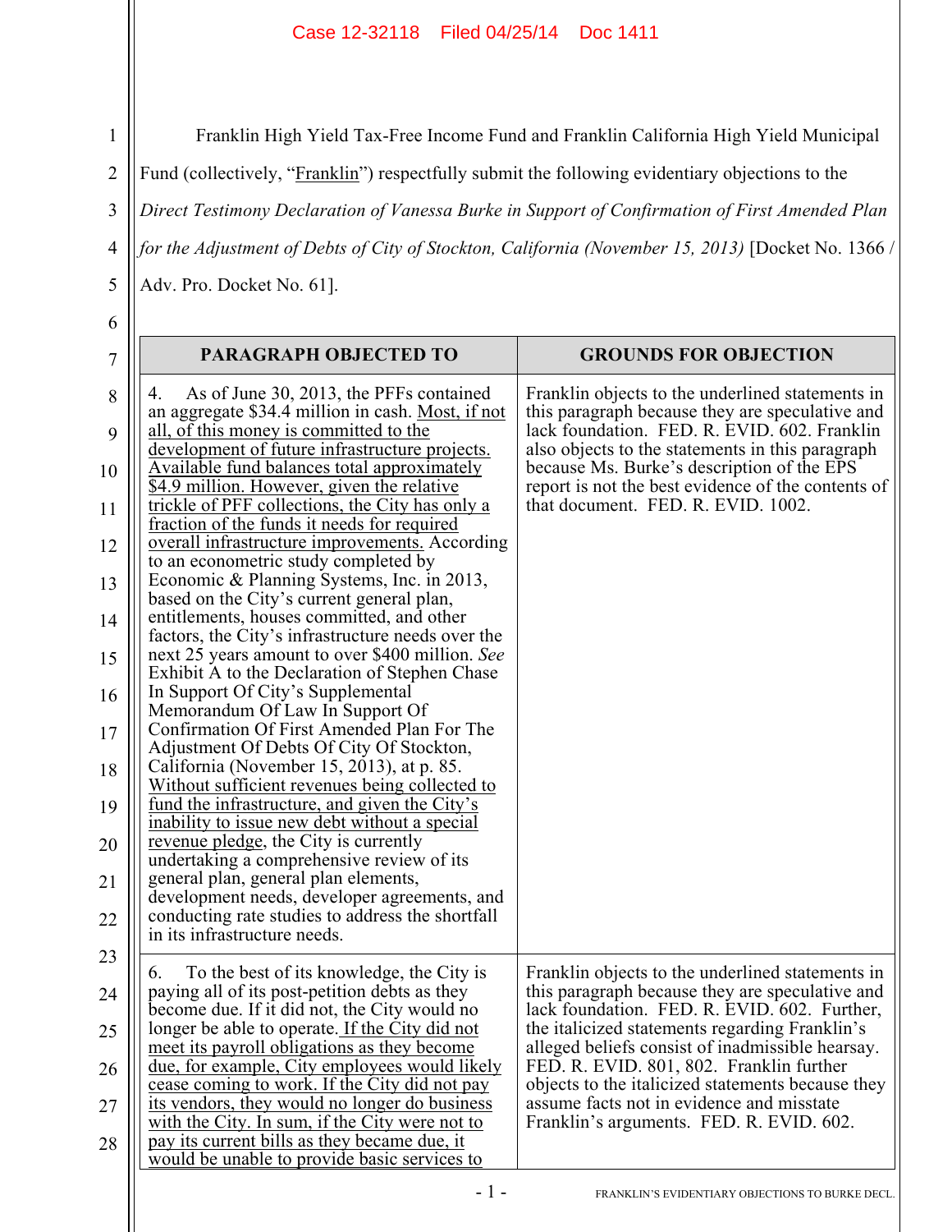Franklin High Yield Tax-Free Income Fund and Franklin California High Yield Municipal Fund (collectively, "Franklin") respectfully submit the following evidentiary objections to the *Direct Testimony Declaration of Vanessa Burke in Support of Confirmation of First Amended Plan for the Adjustment of Debts of City of Stockton, California (November 15, 2013)* [Docket No. 1366 / Adv. Pro. Docket No. 61].

| PARAGRAPH OBJECTED TO | GROUNDS FOR OBJECTION |
|---|---|
| 4. As of June 30, 2013, the PFFs contained an aggregate $34.4 million in cash. <u>Most, if not all, of this money is committed to the development of future infrastructure projects. Available fund balances total approximately $4.9 million. However, given the relative trickle of PFF collections, the City has only a fraction of the funds it needs for required overall infrastructure improvements.</u> According to an econometric study completed by Economic & Planning Systems, Inc. in 2013, based on the City's current general plan, entitlements, houses committed, and other factors, the City's infrastructure needs over the next 25 years amount to over $400 million. *See* Exhibit A to the Declaration of Stephen Chase In Support Of City's Supplemental Memorandum Of Law In Support Of Confirmation Of First Amended Plan For The Adjustment Of Debts Of City Of Stockton, California (November 15, 2013), at p. 85. <u>Without sufficient revenues being collected to fund the infrastructure, and given the City's inability to issue new debt without a special revenue pledge</u>, the City is currently undertaking a comprehensive review of its general plan, general plan elements, development needs, developer agreements, and conducting rate studies to address the shortfall in its infrastructure needs. | Franklin objects to the underlined statements in this paragraph because they are speculative and lack foundation. FED. R. EVID. 602. Franklin also objects to the statements in this paragraph because Ms. Burke's description of the EPS report is not the best evidence of the contents of that document. FED. R. EVID. 1002. |
| 6. To the best of its knowledge, the City is paying all of its post-petition debts as they become due. If it did not, the City would no longer be able to operate. <u>If the City did not meet its payroll obligations as they become due, for example, City employees would likely cease coming to work. If the City did not pay its vendors, they would no longer do business with the City. In sum, if the City were not to pay its current bills as they became due, it would be unable to provide basic services to</u> | Franklin objects to the underlined statements in this paragraph because they are speculative and lack foundation. FED. R. EVID. 602. Further, the italicized statements regarding Franklin's alleged beliefs consist of inadmissible hearsay. FED. R. EVID. 801, 802. Franklin further objects to the italicized statements because they assume facts not in evidence and misstate Franklin's arguments. FED. R. EVID. 602. |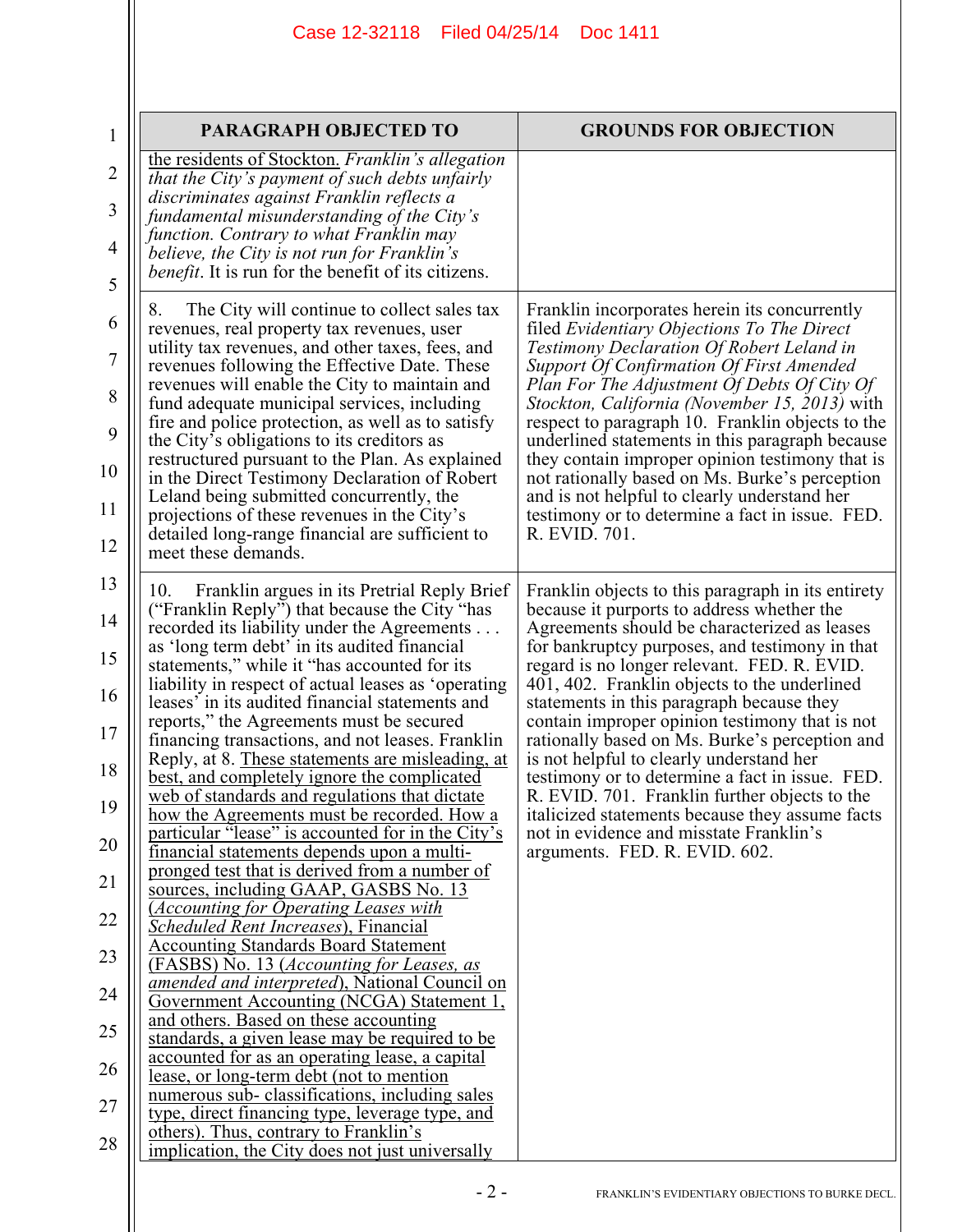| PARAGRAPH OBJECTED TO | GROUNDS FOR OBJECTION |
|---|---|
| the residents of Stockton. *Franklin's allegation that the City's payment of such debts unfairly discriminates against Franklin reflects a fundamental misunderstanding of the City's function. Contrary to what Franklin may believe, the City is not run for Franklin's benefit*. It is run for the benefit of its citizens. | |
| 8. The City will continue to collect sales tax revenues, real property tax revenues, user utility tax revenues, and other taxes, fees, and revenues following the Effective Date. These revenues will enable the City to maintain and fund adequate municipal services, including fire and police protection, as well as to satisfy the City's obligations to its creditors as restructured pursuant to the Plan. As explained in the Direct Testimony Declaration of Robert Leland being submitted concurrently, the projections of these revenues in the City's detailed long-range financial are sufficient to meet these demands. | Franklin incorporates herein its concurrently filed *Evidentiary Objections To The Direct Testimony Declaration Of Robert Leland in Support Of Confirmation Of First Amended Plan For The Adjustment Of Debts Of City Of Stockton, California (November 15, 2013)* with respect to paragraph 10. Franklin objects to the underlined statements in this paragraph because they contain improper opinion testimony that is not rationally based on Ms. Burke's perception and is not helpful to clearly understand her testimony or to determine a fact in issue. FED. R. EVID. 701. |
| 10. Franklin argues in its Pretrial Reply Brief ("Franklin Reply") that because the City "has recorded its liability under the Agreements . . . as 'long term debt' in its audited financial statements," while it "has accounted for its liability in respect of actual leases as 'operating leases' in its audited financial statements and reports," the Agreements must be secured financing transactions, and not leases. Franklin Reply, at 8. <u>These statements are misleading, at best, and completely ignore the complicated web of standards and regulations that dictate how the Agreements must be recorded. How a particular "lease" is accounted for in the City's financial statements depends upon a multi-pronged test that is derived from a number of sources, including GAAP, GASBS No. 13 (*Accounting for Operating Leases with Scheduled Rent Increases*), Financial Accounting Standards Board Statement (FASBS) No. 13 (*Accounting for Leases, as amended and interpreted*), National Council on Government Accounting (NCGA) Statement 1, and others. Based on these accounting standards, a given lease may be required to be accounted for as an operating lease, a capital lease, or long-term debt (not to mention numerous sub- classifications, including sales type, direct financing type, leverage type, and others). Thus, contrary to Franklin's implication, the City does not just universally</u> | Franklin objects to this paragraph in its entirety because it purports to address whether the Agreements should be characterized as leases for bankruptcy purposes, and testimony in that regard is no longer relevant. FED. R. EVID. 401, 402. Franklin objects to the underlined statements in this paragraph because they contain improper opinion testimony that is not rationally based on Ms. Burke's perception and is not helpful to clearly understand her testimony or to determine a fact in issue. FED. R. EVID. 701. Franklin further objects to the italicized statements because they assume facts not in evidence and misstate Franklin's arguments. FED. R. EVID. 602. |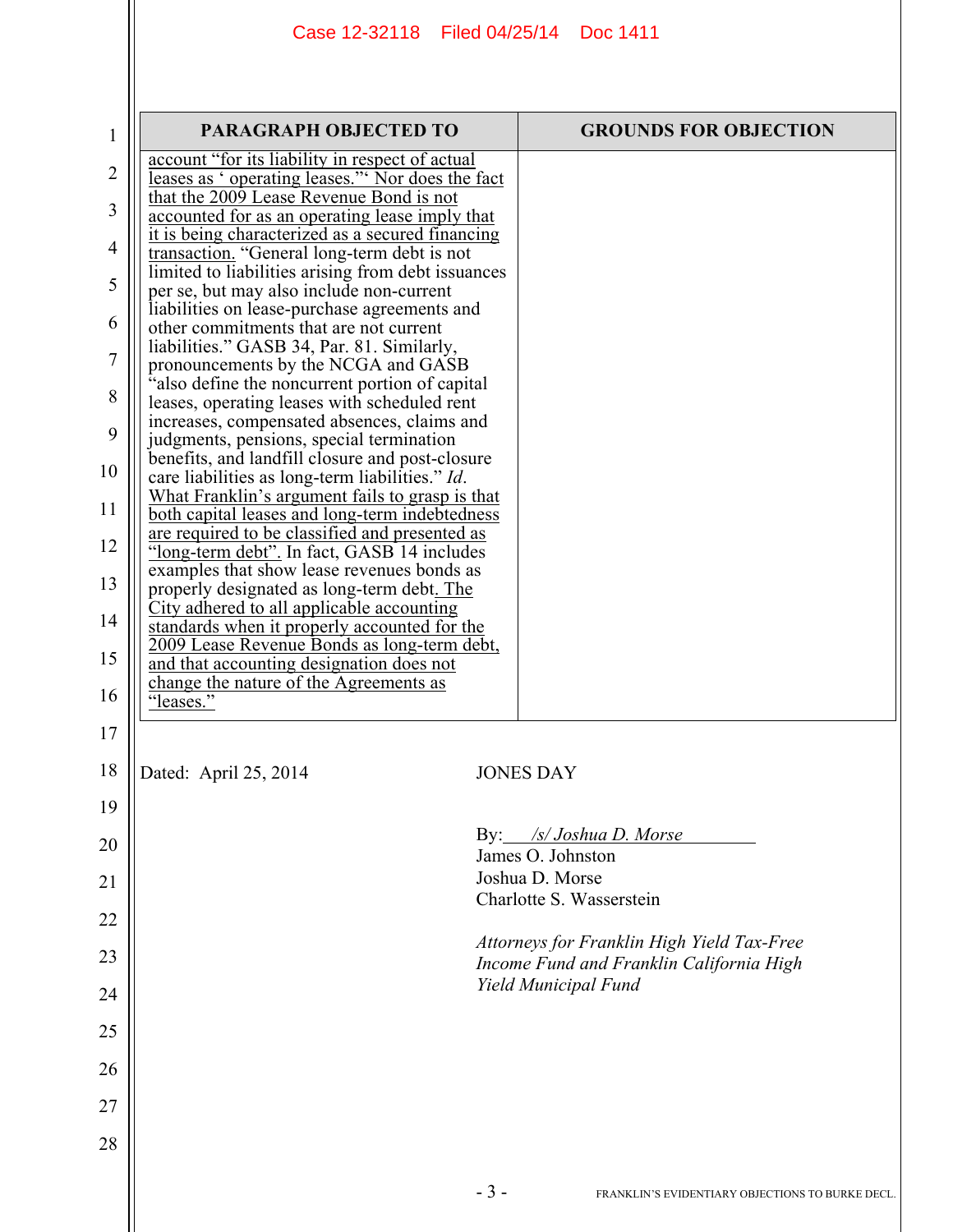| PARAGRAPH OBJECTED TO | GROUNDS FOR OBJECTION |
|---|---|
| account "for its liability in respect of actual leases as ' operating leases."' Nor does the fact that the 2009 Lease Revenue Bond is not accounted for as an operating lease imply that it is being characterized as a secured financing transaction. "General long-term debt is not limited to liabilities arising from debt issuances per se, but may also include non-current liabilities on lease-purchase agreements and other commitments that are not current liabilities." GASB 34, Par. 81. Similarly, pronouncements by the NCGA and GASB "also define the noncurrent portion of capital leases, operating leases with scheduled rent increases, compensated absences, claims and judgments, pensions, special termination benefits, and landfill closure and post-closure care liabilities as long-term liabilities." *Id*. What Franklin's argument fails to grasp is that both capital leases and long-term indebtedness are required to be classified and presented as "long-term debt". In fact, GASB 14 includes examples that show lease revenues bonds as properly designated as long-term debt. The City adhered to all applicable accounting standards when it properly accounted for the 2009 Lease Revenue Bonds as long-term debt, and that accounting designation does not change the nature of the Agreements as "leases." | |

Dated: April 25, 2014

JONES DAY

By: */s/ Joshua D. Morse*
James O. Johnston
Joshua D. Morse
Charlotte S. Wasserstein

*Attorneys for Franklin High Yield Tax-Free Income Fund and Franklin California High Yield Municipal Fund*